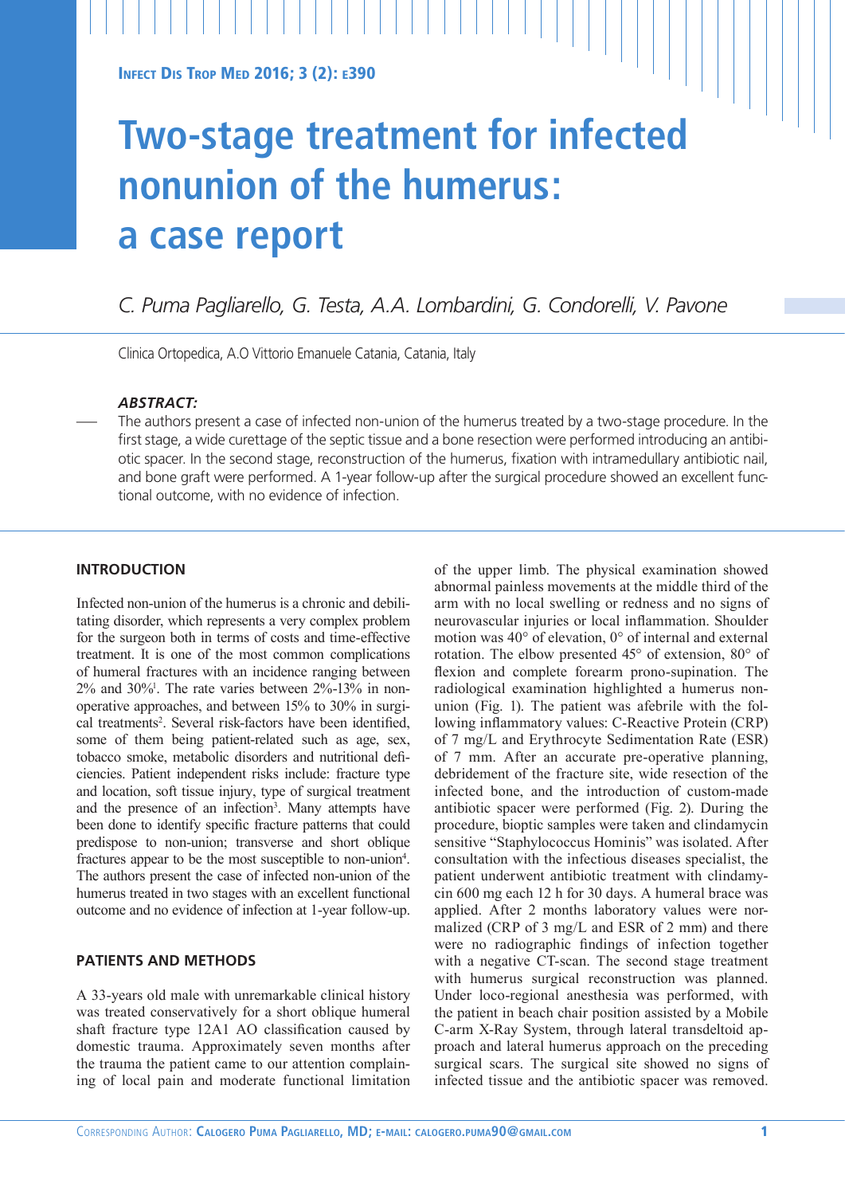# Two-stage treatment for infected nonunion of the humerus: a case report

*C. Puma Pagliarello, G. Testa, A.A. Lombardini, G. Condorelli, V. Pavone*

Clinica Ortopedica, A.O Vittorio Emanuele Catania, Catania, Italy

***ABSTRACT:***

The authors present a case of infected non-union of the humerus treated by a two-stage procedure. In the first stage, a wide curettage of the septic tissue and a bone resection were performed introducing an antibiotic spacer. In the second stage, reconstruction of the humerus, fixation with intramedullary antibiotic nail, and bone graft were performed. A 1-year follow-up after the surgical procedure showed an excellent functional outcome, with no evidence of infection.

## INTRODUCTION

Infected non-union of the humerus is a chronic and debilitating disorder, which represents a very complex problem for the surgeon both in terms of costs and time-effective treatment. It is one of the most common complications of humeral fractures with an incidence ranging between 2% and 30%[1]. The rate varies between 2%-13% in non-operative approaches, and between 15% to 30% in surgical treatments[2]. Several risk-factors have been identified, some of them being patient-related such as age, sex, tobacco smoke, metabolic disorders and nutritional deficiencies. Patient independent risks include: fracture type and location, soft tissue injury, type of surgical treatment and the presence of an infection[3]. Many attempts have been done to identify specific fracture patterns that could predispose to non-union; transverse and short oblique fractures appear to be the most susceptible to non-union[4]. The authors present the case of infected non-union of the humerus treated in two stages with an excellent functional outcome and no evidence of infection at 1-year follow-up.

## PATIENTS AND METHODS

A 33-years old male with unremarkable clinical history was treated conservatively for a short oblique humeral shaft fracture type 12A1 AO classification caused by domestic trauma. Approximately seven months after the trauma the patient came to our attention complaining of local pain and moderate functional limitation of the upper limb. The physical examination showed abnormal painless movements at the middle third of the arm with no local swelling or redness and no signs of neurovascular injuries or local inflammation. Shoulder motion was 40° of elevation, 0° of internal and external rotation. The elbow presented 45° of extension, 80° of flexion and complete forearm prono-supination. The radiological examination highlighted a humerus non-union (Fig. 1). The patient was afebrile with the following inflammatory values: C-Reactive Protein (CRP) of 7 mg/L and Erythrocyte Sedimentation Rate (ESR) of 7 mm. After an accurate pre-operative planning, debridement of the fracture site, wide resection of the infected bone, and the introduction of custom-made antibiotic spacer were performed (Fig. 2). During the procedure, bioptic samples were taken and clindamycin sensitive "Staphylococcus Hominis" was isolated. After consultation with the infectious diseases specialist, the patient underwent antibiotic treatment with clindamycin 600 mg each 12 h for 30 days. A humeral brace was applied. After 2 months laboratory values were normalized (CRP of 3 mg/L and ESR of 2 mm) and there were no radiographic findings of infection together with a negative CT-scan. The second stage treatment with humerus surgical reconstruction was planned. Under loco-regional anesthesia was performed, with the patient in beach chair position assisted by a Mobile C-arm X-Ray System, through lateral transdeltoid approach and lateral humerus approach on the preceding surgical scars. The surgical site showed no signs of infected tissue and the antibiotic spacer was removed.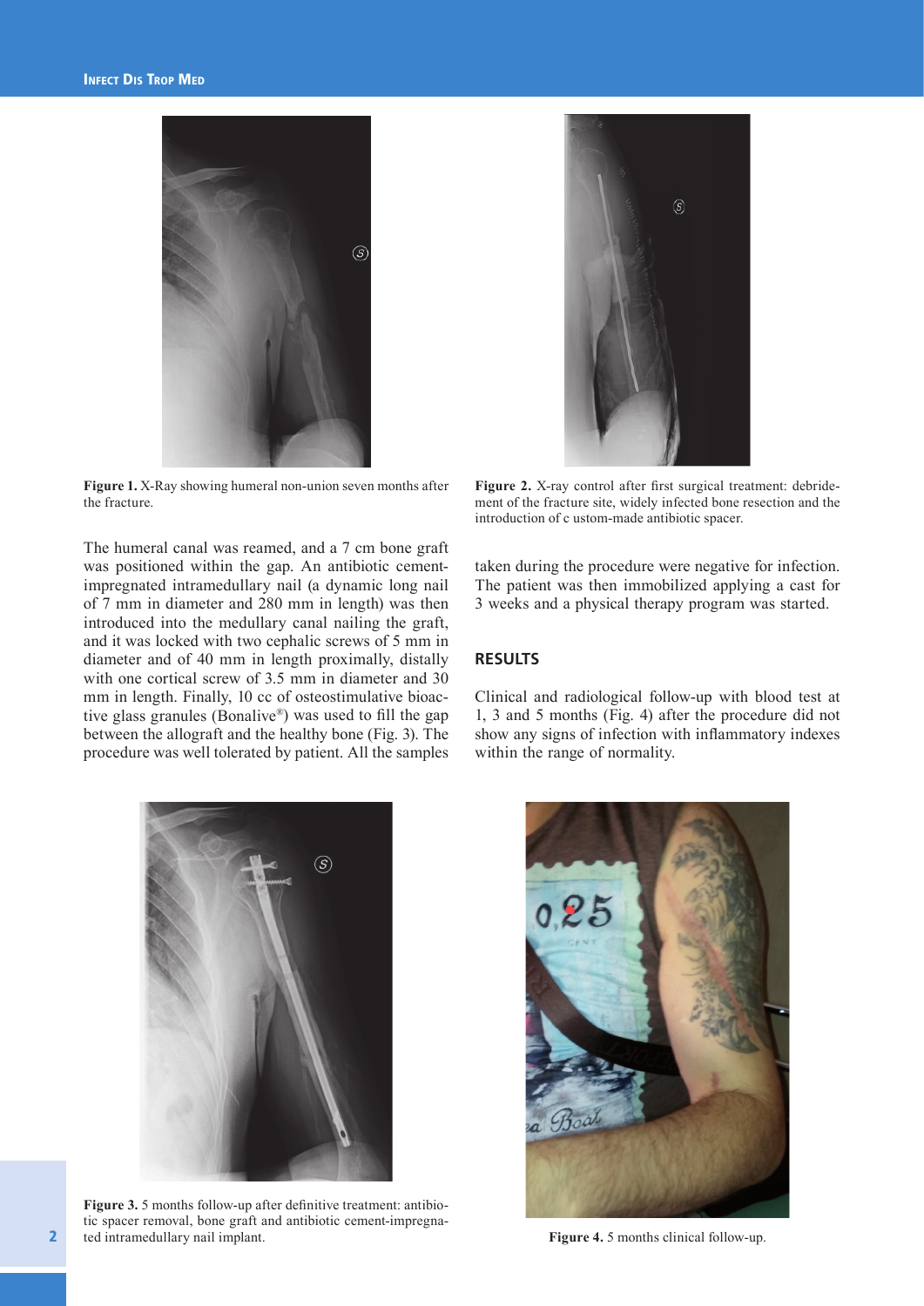Figure 1. X-Ray showing humeral non-union seven months after the fracture.

Figure 2. X-ray control after first surgical treatment: debridement of the fracture site, widely infected bone resection and the introduction of c ustom-made antibiotic spacer.

The humeral canal was reamed, and a 7 cm bone graft was positioned within the gap. An antibiotic cement-impregnated intramedullary nail (a dynamic long nail of 7 mm in diameter and 280 mm in length) was then introduced into the medullary canal nailing the graft, and it was locked with two cephalic screws of 5 mm in diameter and of 40 mm in length proximally, distally with one cortical screw of 3.5 mm in diameter and 30 mm in length. Finally, 10 cc of osteostimulative bioactive glass granules (Bonalive®) was used to fill the gap between the allograft and the healthy bone (Fig. 3). The procedure was well tolerated by patient. All the samples taken during the procedure were negative for infection. The patient was then immobilized applying a cast for 3 weeks and a physical therapy program was started.

## RESULTS

Clinical and radiological follow-up with blood test at 1, 3 and 5 months (Fig. 4) after the procedure did not show any signs of infection with inflammatory indexes within the range of normality.

Figure 3. 5 months follow-up after definitive treatment: antibiotic spacer removal, bone graft and antibiotic cement-impregnated intramedullary nail implant.

Figure 4. 5 months clinical follow-up.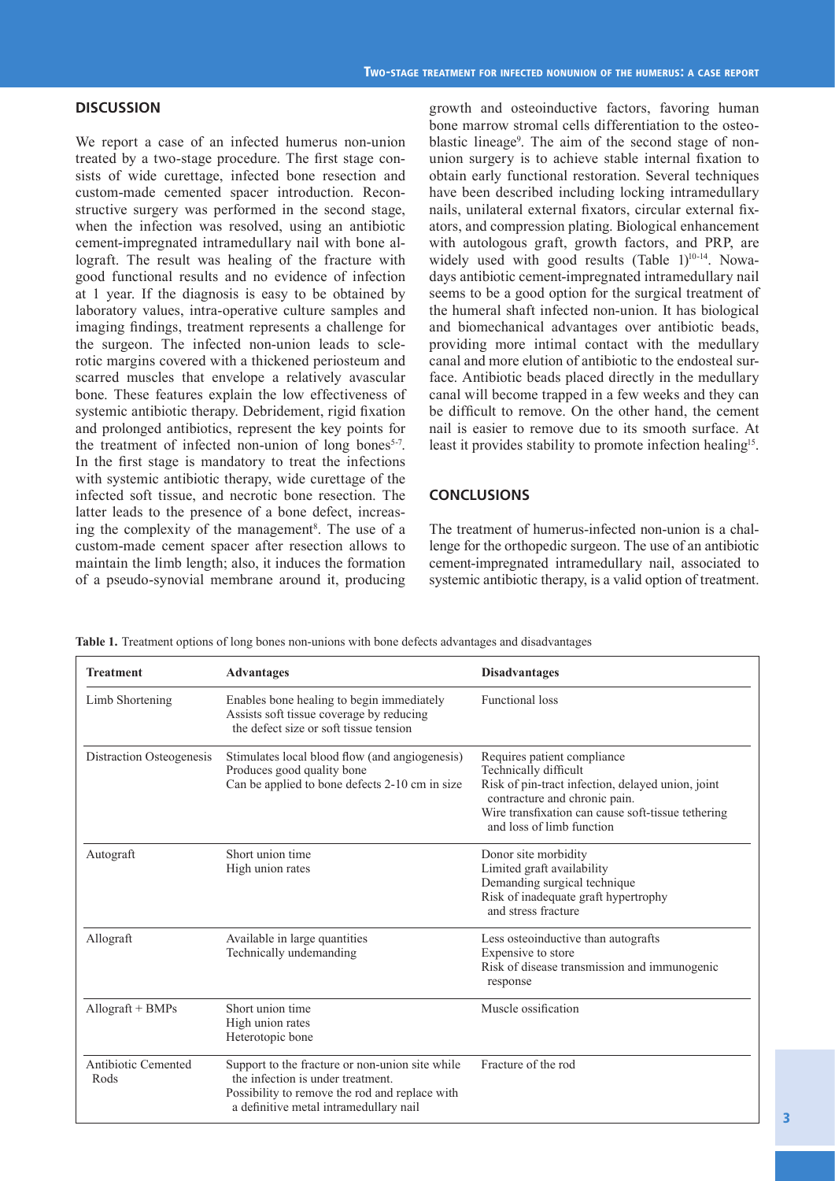## DISCUSSION

We report a case of an infected humerus non-union treated by a two-stage procedure. The first stage consists of wide curettage, infected bone resection and custom-made cemented spacer introduction. Reconstructive surgery was performed in the second stage, when the infection was resolved, using an antibiotic cement-impregnated intramedullary nail with bone allograft. The result was healing of the fracture with good functional results and no evidence of infection at 1 year. If the diagnosis is easy to be obtained by laboratory values, intra-operative culture samples and imaging findings, treatment represents a challenge for the surgeon. The infected non-union leads to sclerotic margins covered with a thickened periosteum and scarred muscles that envelope a relatively avascular bone. These features explain the low effectiveness of systemic antibiotic therapy. Debridement, rigid fixation and prolonged antibiotics, represent the key points for the treatment of infected non-union of long bones[5-7]. In the first stage is mandatory to treat the infections with systemic antibiotic therapy, wide curettage of the infected soft tissue, and necrotic bone resection. The latter leads to the presence of a bone defect, increasing the complexity of the management[8]. The use of a custom-made cement spacer after resection allows to maintain the limb length; also, it induces the formation of a pseudo-synovial membrane around it, producing growth and osteoinductive factors, favoring human bone marrow stromal cells differentiation to the osteoblastic lineage[9]. The aim of the second stage of non-union surgery is to achieve stable internal fixation to obtain early functional restoration. Several techniques have been described including locking intramedullary nails, unilateral external fixators, circular external fixators, and compression plating. Biological enhancement with autologous graft, growth factors, and PRP, are widely used with good results (Table 1)[10-14]. Nowadays antibiotic cement-impregnated intramedullary nail seems to be a good option for the surgical treatment of the humeral shaft infected non-union. It has biological and biomechanical advantages over antibiotic beads, providing more intimal contact with the medullary canal and more elution of antibiotic to the endosteal surface. Antibiotic beads placed directly in the medullary canal will become trapped in a few weeks and they can be difficult to remove. On the other hand, the cement nail is easier to remove due to its smooth surface. At least it provides stability to promote infection healing[15].

## CONCLUSIONS

The treatment of humerus-infected non-union is a challenge for the orthopedic surgeon. The use of an antibiotic cement-impregnated intramedullary nail, associated to systemic antibiotic therapy, is a valid option of treatment.

**Table 1.** Treatment options of long bones non-unions with bone defects advantages and disadvantages

| Treatment | Advantages | Disadvantages |
|---|---|---|
| Limb Shortening | Enables bone healing to begin immediately<br>Assists soft tissue coverage by reducing the defect size or soft tissue tension | Functional loss |
| Distraction Osteogenesis | Stimulates local blood flow (and angiogenesis)<br>Produces good quality bone<br>Can be applied to bone defects 2-10 cm in size | Requires patient compliance<br>Technically difficult<br>Risk of pin-tract infection, delayed union, joint contracture and chronic pain.<br>Wire transfixation can cause soft-tissue tethering and loss of limb function |
| Autograft | Short union time<br>High union rates | Donor site morbidity<br>Limited graft availability<br>Demanding surgical technique<br>Risk of inadequate graft hypertrophy and stress fracture |
| Allograft | Available in large quantities<br>Technically undemanding | Less osteoinductive than autografts<br>Expensive to store<br>Risk of disease transmission and immunogenic response |
| Allograft + BMPs | Short union time<br>High union rates<br>Heterotopic bone | Muscle ossification |
| Antibiotic Cemented Rods | Support to the fracture or non-union site while the infection is under treatment.<br>Possibility to remove the rod and replace with a definitive metal intramedullary nail | Fracture of the rod |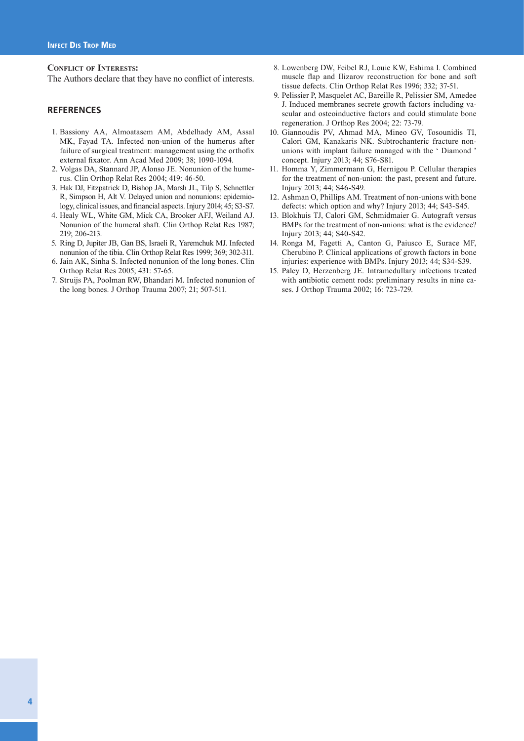**Conflict of Interests:**
The Authors declare that they have no conflict of interests.

## REFERENCES

1. Bassiony AA, Almoatasem AM, Abdelhady AM, Assal MK, Fayad TA. Infected non-union of the humerus after failure of surgical treatment: management using the orthofix external fixator. Ann Acad Med 2009; 38; 1090-1094.
2. Volgas DA, Stannard JP, Alonso JE. Nonunion of the humerus. Clin Orthop Relat Res 2004; 419: 46-50.
3. Hak DJ, Fitzpatrick D, Bishop JA, Marsh JL, Tilp S, Schnettler R, Simpson H, Alt V. Delayed union and nonunions: epidemiology, clinical issues, and financial aspects. Injury 2014; 45; S3-S7.
4. Healy WL, White GM, Mick CA, Brooker AFJ, Weiland AJ. Nonunion of the humeral shaft. Clin Orthop Relat Res 1987; 219; 206-213.
5. Ring D, Jupiter JB, Gan BS, Israeli R, Yaremchuk MJ. Infected nonunion of the tibia. Clin Orthop Relat Res 1999; 369; 302-311.
6. Jain AK, Sinha S. Infected nonunion of the long bones. Clin Orthop Relat Res 2005; 431: 57-65.
7. Struijs PA, Poolman RW, Bhandari M. Infected nonunion of the long bones. J Orthop Trauma 2007; 21; 507-511.
8. Lowenberg DW, Feibel RJ, Louie KW, Eshima I. Combined muscle flap and Ilizarov reconstruction for bone and soft tissue defects. Clin Orthop Relat Res 1996; 332; 37-51.
9. Pelissier P, Masquelet AC, Bareille R, Pelissier SM, Amedee J. Induced membranes secrete growth factors including vascular and osteoinductive factors and could stimulate bone regeneration. J Orthop Res 2004; 22: 73-79.
10. Giannoudis PV, Ahmad MA, Mineo GV, Tosounidis TI, Calori GM, Kanakaris NK. Subtrochanteric fracture non-unions with implant failure managed with the ' Diamond ' concept. Injury 2013; 44; S76-S81.
11. Homma Y, Zimmermann G, Hernigou P. Cellular therapies for the treatment of non-union: the past, present and future. Injury 2013; 44; S46-S49.
12. Ashman O, Phillips AM. Treatment of non-unions with bone defects: which option and why? Injury 2013; 44; S43-S45.
13. Blokhuis TJ, Calori GM, Schmidmaier G. Autograft versus BMPs for the treatment of non-unions: what is the evidence? Injury 2013; 44; S40-S42.
14. Ronga M, Fagetti A, Canton G, Paiusco E, Surace MF, Cherubino P. Clinical applications of growth factors in bone injuries: experience with BMPs. Injury 2013; 44; S34-S39.
15. Paley D, Herzenberg JE. Intramedullary infections treated with antibiotic cement rods: preliminary results in nine cases. J Orthop Trauma 2002; 16: 723-729.